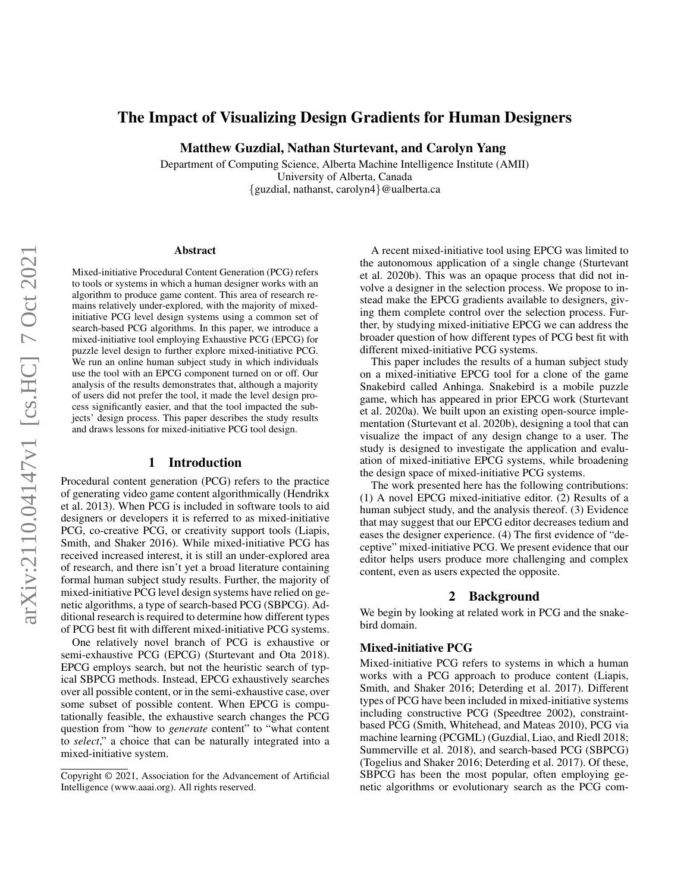# The Impact of Visualizing Design Gradients for Human Designers

**Matthew Guzdial, Nathan Sturtevant, and Carolyn Yang**

Department of Computing Science, Alberta Machine Intelligence Institute (AMII)
University of Alberta, Canada
{guzdial, nathanst, carolyn4}@ualberta.ca

## Abstract

Mixed-initiative Procedural Content Generation (PCG) refers to tools or systems in which a human designer works with an algorithm to produce game content. This area of research remains relatively under-explored, with the majority of mixed-initiative PCG level design systems using a common set of search-based PCG algorithms. In this paper, we introduce a mixed-initiative tool employing Exhaustive PCG (EPCG) for puzzle level design to further explore mixed-initiative PCG. We run an online human subject study in which individuals use the tool with an EPCG component turned on or off. Our analysis of the results demonstrates that, although a majority of users did not prefer the tool, it made the level design process significantly easier, and that the tool impacted the subjects' design process. This paper describes the study results and draws lessons for mixed-initiative PCG tool design.

## 1 Introduction

Procedural content generation (PCG) refers to the practice of generating video game content algorithmically (Hendrikx et al. 2013). When PCG is included in software tools to aid designers or developers it is referred to as mixed-initiative PCG, co-creative PCG, or creativity support tools (Liapis, Smith, and Shaker 2016). While mixed-initiative PCG has received increased interest, it is still an under-explored area of research, and there isn't yet a broad literature containing formal human subject study results. Further, the majority of mixed-initiative PCG level design systems have relied on genetic algorithms, a type of search-based PCG (SBPCG). Additional research is required to determine how different types of PCG best fit with different mixed-initiative PCG systems.

One relatively novel branch of PCG is exhaustive or semi-exhaustive PCG (EPCG) (Sturtevant and Ota 2018). EPCG employs search, but not the heuristic search of typical SBPCG methods. Instead, EPCG exhaustively searches over all possible content, or in the semi-exhaustive case, over some subset of possible content. When EPCG is computationally feasible, the exhaustive search changes the PCG question from "how to *generate* content" to "what content to *select*," a choice that can be naturally integrated into a mixed-initiative system.

A recent mixed-initiative tool using EPCG was limited to the autonomous application of a single change (Sturtevant et al. 2020b). This was an opaque process that did not involve a designer in the selection process. We propose to instead make the EPCG gradients available to designers, giving them complete control over the selection process. Further, by studying mixed-initiative EPCG we can address the broader question of how different types of PCG best fit with different mixed-initiative PCG systems.

This paper includes the results of a human subject study on a mixed-initiative EPCG tool for a clone of the game Snakebird called Anhinga. Snakebird is a mobile puzzle game, which has appeared in prior EPCG work (Sturtevant et al. 2020a). We built upon an existing open-source implementation (Sturtevant et al. 2020b), designing a tool that can visualize the impact of any design change to a user. The study is designed to investigate the application and evaluation of mixed-initiative EPCG systems, while broadening the design space of mixed-initiative PCG systems.

The work presented here has the following contributions: (1) A novel EPCG mixed-initiative editor. (2) Results of a human subject study, and the analysis thereof. (3) Evidence that may suggest that our EPCG editor decreases tedium and eases the designer experience. (4) The first evidence of "deceptive" mixed-initiative PCG. We present evidence that our editor helps users produce more challenging and complex content, even as users expected the opposite.

## 2 Background

We begin by looking at related work in PCG and the snakebird domain.

### Mixed-initiative PCG

Mixed-initiative PCG refers to systems in which a human works with a PCG approach to produce content (Liapis, Smith, and Shaker 2016; Deterding et al. 2017). Different types of PCG have been included in mixed-initiative systems including constructive PCG (Speedtree 2002), constraint-based PCG (Smith, Whitehead, and Mateas 2010), PCG via machine learning (PCGML) (Guzdial, Liao, and Riedl 2018; Summerville et al. 2018), and search-based PCG (SBPCG) (Togelius and Shaker 2016; Deterding et al. 2017). Of these, SBPCG has been the most popular, often employing genetic algorithms or evolutionary search as the PCG com-

Copyright © 2021, Association for the Advancement of Artificial Intelligence (www.aaai.org). All rights reserved.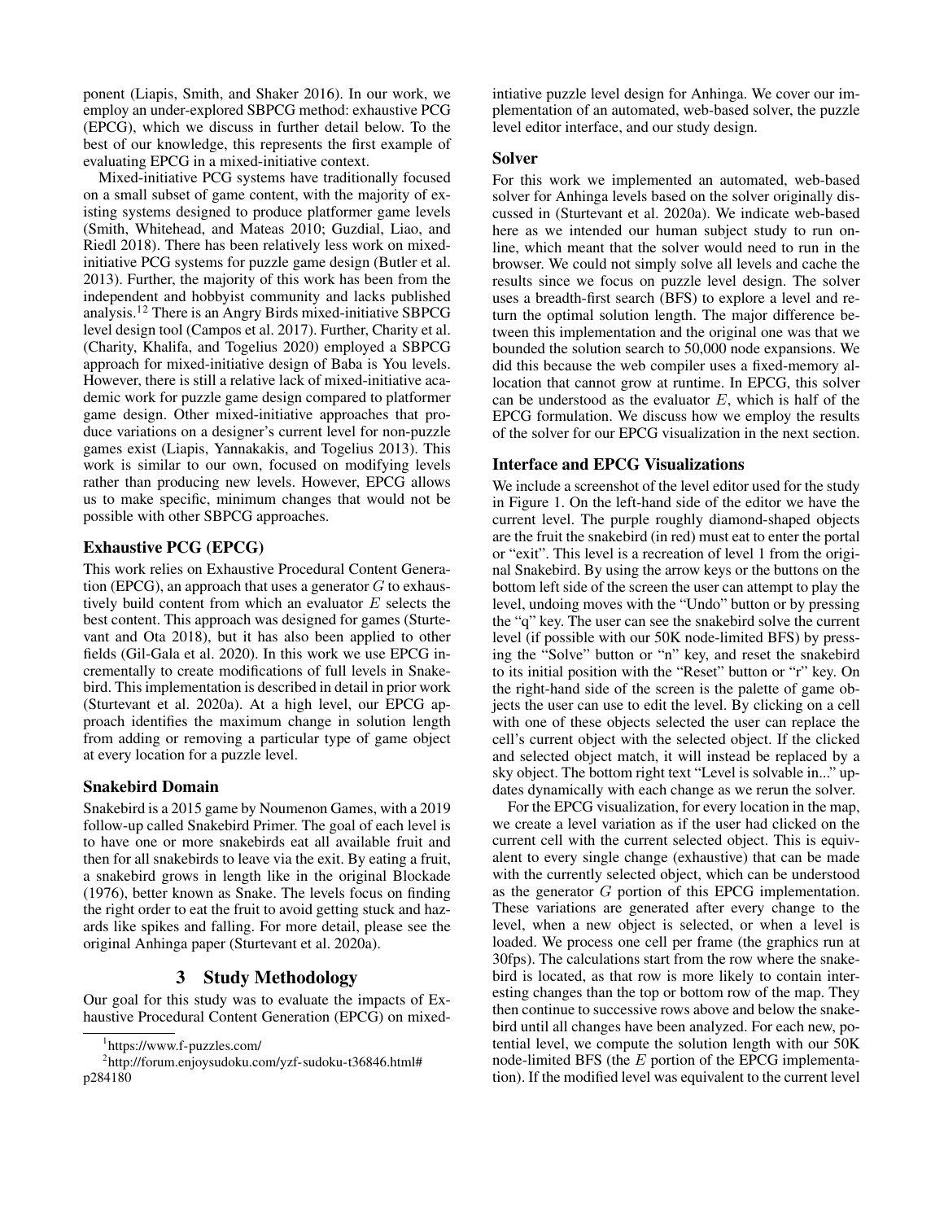ponent (Liapis, Smith, and Shaker 2016). In our work, we employ an under-explored SBPCG method: exhaustive PCG (EPCG), which we discuss in further detail below. To the best of our knowledge, this represents the first example of evaluating EPCG in a mixed-initiative context.

Mixed-initiative PCG systems have traditionally focused on a small subset of game content, with the majority of existing systems designed to produce platformer game levels (Smith, Whitehead, and Mateas 2010; Guzdial, Liao, and Riedl 2018). There has been relatively less work on mixed-initiative PCG systems for puzzle game design (Butler et al. 2013). Further, the majority of this work has been from the independent and hobbyist community and lacks published analysis.[1,2] There is an Angry Birds mixed-initiative SBPCG level design tool (Campos et al. 2017). Further, Charity et al. (Charity, Khalifa, and Togelius 2020) employed a SBPCG approach for mixed-initiative design of Baba is You levels. However, there is still a relative lack of mixed-initiative academic work for puzzle game design compared to platformer game design. Other mixed-initiative approaches that produce variations on a designer's current level for non-puzzle games exist (Liapis, Yannakakis, and Togelius 2013). This work is similar to our own, focused on modifying levels rather than producing new levels. However, EPCG allows us to make specific, minimum changes that would not be possible with other SBPCG approaches.

### Exhaustive PCG (EPCG)

This work relies on Exhaustive Procedural Content Generation (EPCG), an approach that uses a generator $G$ to exhaustively build content from which an evaluator $E$ selects the best content. This approach was designed for games (Sturtevant and Ota 2018), but it has also been applied to other fields (Gil-Gala et al. 2020). In this work we use EPCG incrementally to create modifications of full levels in Snakebird. This implementation is described in detail in prior work (Sturtevant et al. 2020a). At a high level, our EPCG approach identifies the maximum change in solution length from adding or removing a particular type of game object at every location for a puzzle level.

### Snakebird Domain

Snakebird is a 2015 game by Noumenon Games, with a 2019 follow-up called Snakebird Primer. The goal of each level is to have one or more snakebirds eat all available fruit and then for all snakebirds to leave via the exit. By eating a fruit, a snakebird grows in length like in the original Blockade (1976), better known as Snake. The levels focus on finding the right order to eat the fruit to avoid getting stuck and hazards like spikes and falling. For more detail, please see the original Anhinga paper (Sturtevant et al. 2020a).

## 3 Study Methodology

Our goal for this study was to evaluate the impacts of Exhaustive Procedural Content Generation (EPCG) on mixed-intiative puzzle level design for Anhinga. We cover our implementation of an automated, web-based solver, the puzzle level editor interface, and our study design.

### Solver

For this work we implemented an automated, web-based solver for Anhinga levels based on the solver originally discussed in (Sturtevant et al. 2020a). We indicate web-based here as we intended our human subject study to run online, which meant that the solver would need to run in the browser. We could not simply solve all levels and cache the results since we focus on puzzle level design. The solver uses a breadth-first search (BFS) to explore a level and return the optimal solution length. The major difference between this implementation and the original one was that we bounded the solution search to 50,000 node expansions. We did this because the web compiler uses a fixed-memory allocation that cannot grow at runtime. In EPCG, this solver can be understood as the evaluator $E$, which is half of the EPCG formulation. We discuss how we employ the results of the solver for our EPCG visualization in the next section.

### Interface and EPCG Visualizations

We include a screenshot of the level editor used for the study in Figure 1. On the left-hand side of the editor we have the current level. The purple roughly diamond-shaped objects are the fruit the snakebird (in red) must eat to enter the portal or "exit". This level is a recreation of level 1 from the original Snakebird. By using the arrow keys or the buttons on the bottom left side of the screen the user can attempt to play the level, undoing moves with the "Undo" button or by pressing the "q" key. The user can see the snakebird solve the current level (if possible with our 50K node-limited BFS) by pressing the "Solve" button or "n" key, and reset the snakebird to its initial position with the "Reset" button or "r" key. On the right-hand side of the screen is the palette of game objects the user can use to edit the level. By clicking on a cell with one of these objects selected the user can replace the cell's current object with the selected object. If the clicked and selected object match, it will instead be replaced by a sky object. The bottom right text "Level is solvable in..." updates dynamically with each change as we rerun the solver.

For the EPCG visualization, for every location in the map, we create a level variation as if the user had clicked on the current cell with the current selected object. This is equivalent to every single change (exhaustive) that can be made with the currently selected object, which can be understood as the generator $G$ portion of this EPCG implementation. These variations are generated after every change to the level, when a new object is selected, or when a level is loaded. We process one cell per frame (the graphics run at 30fps). The calculations start from the row where the snakebird is located, as that row is more likely to contain interesting changes than the top or bottom row of the map. They then continue to successive rows above and below the snakebird until all changes have been analyzed. For each new, potential level, we compute the solution length with our 50K node-limited BFS (the $E$ portion of the EPCG implementation). If the modified level was equivalent to the current level

[1] https://www.f-puzzles.com/

[2] http://forum.enjoysudoku.com/yzf-sudoku-t36846.html#p284180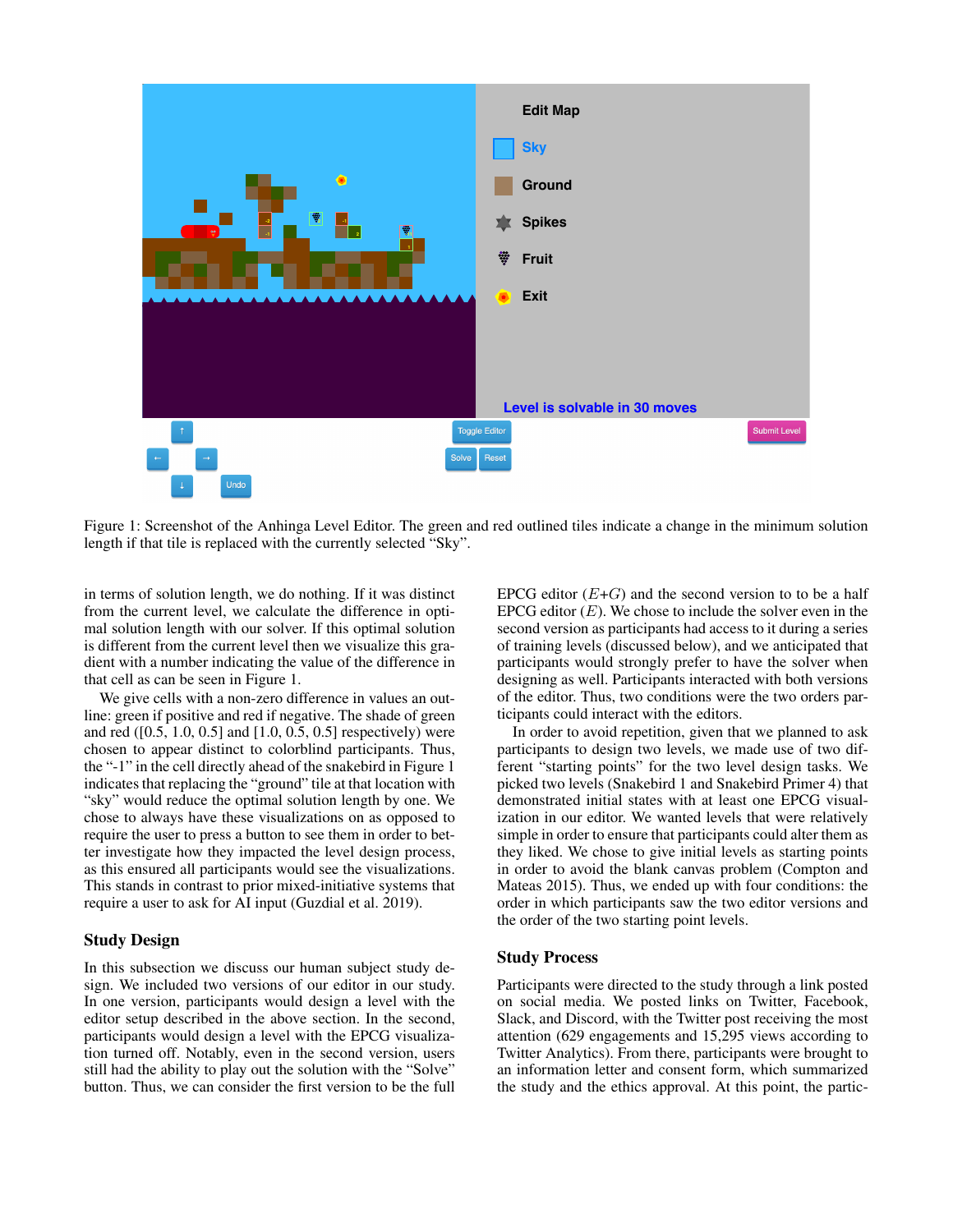Figure 1: Screenshot of the Anhinga Level Editor. The green and red outlined tiles indicate a change in the minimum solution length if that tile is replaced with the currently selected "Sky".

in terms of solution length, we do nothing. If it was distinct from the current level, we calculate the difference in optimal solution length with our solver. If this optimal solution is different from the current level then we visualize this gradient with a number indicating the value of the difference in that cell as can be seen in Figure 1.

We give cells with a non-zero difference in values an outline: green if positive and red if negative. The shade of green and red ([0.5, 1.0, 0.5] and [1.0, 0.5, 0.5] respectively) were chosen to appear distinct to colorblind participants. Thus, the "-1" in the cell directly ahead of the snakebird in Figure 1 indicates that replacing the "ground" tile at that location with "sky" would reduce the optimal solution length by one. We chose to always have these visualizations on as opposed to require the user to press a button to see them in order to better investigate how they impacted the level design process, as this ensured all participants would see the visualizations. This stands in contrast to prior mixed-initiative systems that require a user to ask for AI input (Guzdial et al. 2019).

## Study Design

In this subsection we discuss our human subject study design. We included two versions of our editor in our study. In one version, participants would design a level with the editor setup described in the above section. In the second, participants would design a level with the EPCG visualization turned off. Notably, even in the second version, users still had the ability to play out the solution with the "Solve" button. Thus, we can consider the first version to be the full EPCG editor ($E$+$G$) and the second version to to be a half EPCG editor ($E$). We chose to include the solver even in the second version as participants had access to it during a series of training levels (discussed below), and we anticipated that participants would strongly prefer to have the solver when designing as well. Participants interacted with both versions of the editor. Thus, two conditions were the two orders participants could interact with the editors.

In order to avoid repetition, given that we planned to ask participants to design two levels, we made use of two different "starting points" for the two level design tasks. We picked two levels (Snakebird 1 and Snakebird Primer 4) that demonstrated initial states with at least one EPCG visualization in our editor. We wanted levels that were relatively simple in order to ensure that participants could alter them as they liked. We chose to give initial levels as starting points in order to avoid the blank canvas problem (Compton and Mateas 2015). Thus, we ended up with four conditions: the order in which participants saw the two editor versions and the order of the two starting point levels.

## Study Process

Participants were directed to the study through a link posted on social media. We posted links on Twitter, Facebook, Slack, and Discord, with the Twitter post receiving the most attention (629 engagements and 15,295 views according to Twitter Analytics). From there, participants were brought to an information letter and consent form, which summarized the study and the ethics approval. At this point, the partic-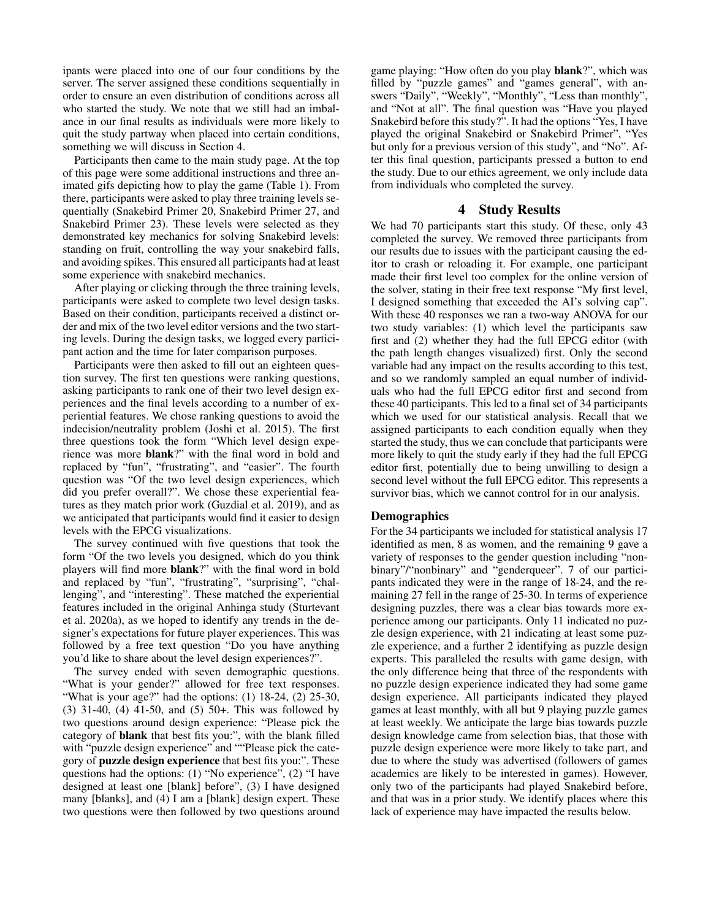ipants were placed into one of our four conditions by the server. The server assigned these conditions sequentially in order to ensure an even distribution of conditions across all who started the study. We note that we still had an imbalance in our final results as individuals were more likely to quit the study partway when placed into certain conditions, something we will discuss in Section 4.

Participants then came to the main study page. At the top of this page were some additional instructions and three animated gifs depicting how to play the game (Table 1). From there, participants were asked to play three training levels sequentially (Snakebird Primer 20, Snakebird Primer 27, and Snakebird Primer 23). These levels were selected as they demonstrated key mechanics for solving Snakebird levels: standing on fruit, controlling the way your snakebird falls, and avoiding spikes. This ensured all participants had at least some experience with snakebird mechanics.

After playing or clicking through the three training levels, participants were asked to complete two level design tasks. Based on their condition, participants received a distinct order and mix of the two level editor versions and the two starting levels. During the design tasks, we logged every participant action and the time for later comparison purposes.

Participants were then asked to fill out an eighteen question survey. The first ten questions were ranking questions, asking participants to rank one of their two level design experiences and the final levels according to a number of experiential features. We chose ranking questions to avoid the indecision/neutrality problem (Joshi et al. 2015). The first three questions took the form "Which level design experience was more **blank**?" with the final word in bold and replaced by "fun", "frustrating", and "easier". The fourth question was "Of the two level design experiences, which did you prefer overall?". We chose these experiential features as they match prior work (Guzdial et al. 2019), and as we anticipated that participants would find it easier to design levels with the EPCG visualizations.

The survey continued with five questions that took the form "Of the two levels you designed, which do you think players will find more **blank**?" with the final word in bold and replaced by "fun", "frustrating", "surprising", "challenging", and "interesting". These matched the experiential features included in the original Anhinga study (Sturtevant et al. 2020a), as we hoped to identify any trends in the designer's expectations for future player experiences. This was followed by a free text question "Do you have anything you'd like to share about the level design experiences?".

The survey ended with seven demographic questions. "What is your gender?" allowed for free text responses. "What is your age?" had the options: (1) 18-24, (2) 25-30, (3) 31-40, (4) 41-50, and (5) 50+. This was followed by two questions around design experience: "Please pick the category of **blank** that best fits you:", with the blank filled with "puzzle design experience" and ""Please pick the category of **puzzle design experience** that best fits you:". These questions had the options: (1) "No experience", (2) "I have designed at least one [blank] before", (3) I have designed many [blanks], and (4) I am a [blank] design expert. These two questions were then followed by two questions around game playing: "How often do you play **blank**?", which was filled by "puzzle games" and "games general", with answers "Daily", "Weekly", "Monthly", "Less than monthly", and "Not at all". The final question was "Have you played Snakebird before this study?". It had the options "Yes, I have played the original Snakebird or Snakebird Primer", "Yes but only for a previous version of this study", and "No". After this final question, participants pressed a button to end the study. Due to our ethics agreement, we only include data from individuals who completed the survey.

# 4 Study Results

We had 70 participants start this study. Of these, only 43 completed the survey. We removed three participants from our results due to issues with the participant causing the editor to crash or reloading it. For example, one participant made their first level too complex for the online version of the solver, stating in their free text response "My first level, I designed something that exceeded the AI's solving cap". With these 40 responses we ran a two-way ANOVA for our two study variables: (1) which level the participants saw first and (2) whether they had the full EPCG editor (with the path length changes visualized) first. Only the second variable had any impact on the results according to this test, and so we randomly sampled an equal number of individuals who had the full EPCG editor first and second from these 40 participants. This led to a final set of 34 participants which we used for our statistical analysis. Recall that we assigned participants to each condition equally when they started the study, thus we can conclude that participants were more likely to quit the study early if they had the full EPCG editor first, potentially due to being unwilling to design a second level without the full EPCG editor. This represents a survivor bias, which we cannot control for in our analysis.

## Demographics

For the 34 participants we included for statistical analysis 17 identified as men, 8 as women, and the remaining 9 gave a variety of responses to the gender question including "non-binary"/"nonbinary" and "genderqueer". 7 of our participants indicated they were in the range of 18-24, and the remaining 27 fell in the range of 25-30. In terms of experience designing puzzles, there was a clear bias towards more experience among our participants. Only 11 indicated no puzzle design experience, with 21 indicating at least some puzzle experience, and a further 2 identifying as puzzle design experts. This paralleled the results with game design, with the only difference being that three of the respondents with no puzzle design experience indicated they had some game design experience. All participants indicated they played games at least monthly, with all but 9 playing puzzle games at least weekly. We anticipate the large bias towards puzzle design knowledge came from selection bias, that those with puzzle design experience were more likely to take part, and due to where the study was advertised (followers of games academics are likely to be interested in games). However, only two of the participants had played Snakebird before, and that was in a prior study. We identify places where this lack of experience may have impacted the results below.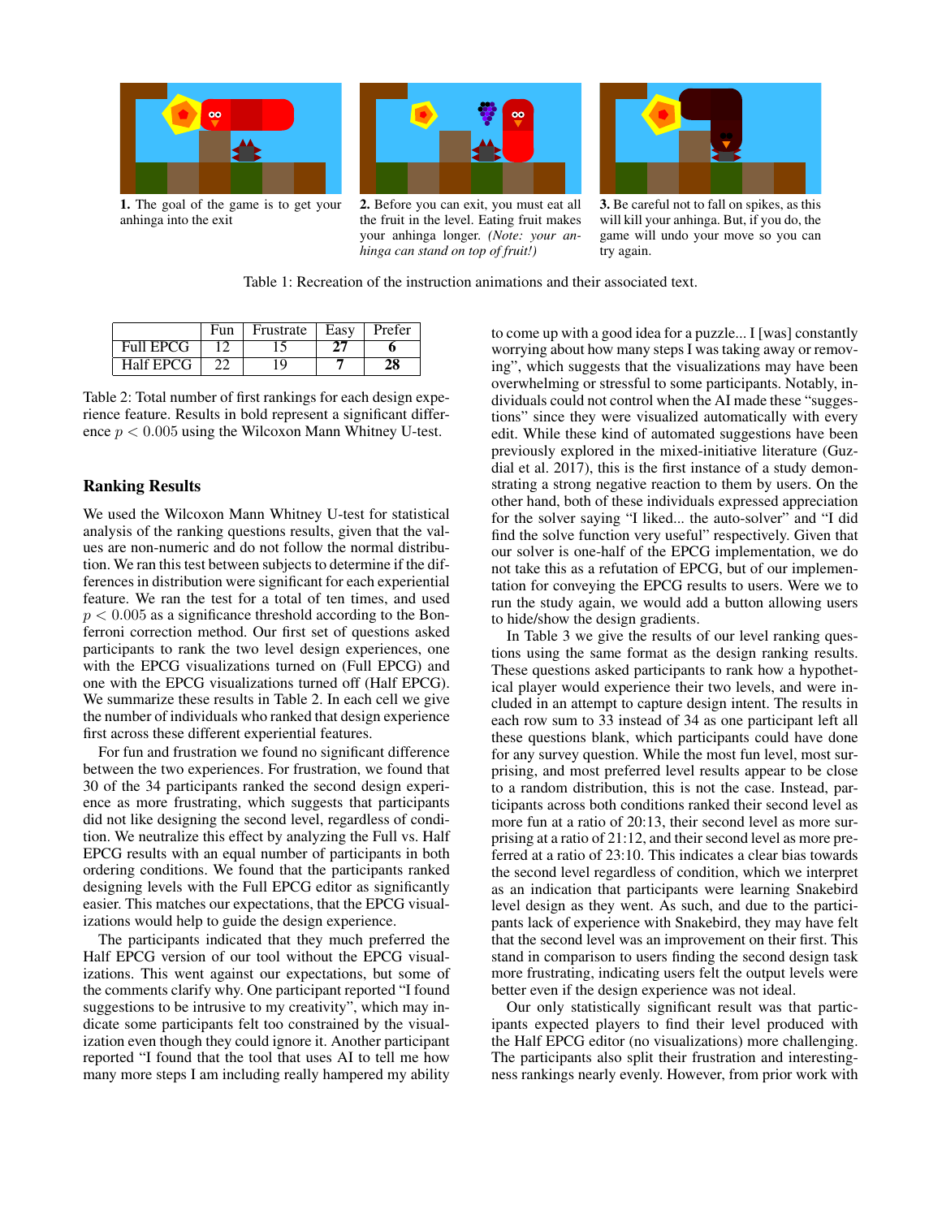**1.** The goal of the game is to get your anhinga into the exit

**2.** Before you can exit, you must eat all the fruit in the level. Eating fruit makes your anhinga longer. *(Note: your anhinga can stand on top of fruit!)*

**3.** Be careful not to fall on spikes, as this will kill your anhinga. But, if you do, the game will undo your move so you can try again.

Table 1: Recreation of the instruction animations and their associated text.

| | Fun | Frustrate | Easy | Prefer |
|---|---|---|---|---|
| Full EPCG | 12 | 15 | **27** | **6** |
| Half EPCG | 22 | 19 | **7** | **28** |

Table 2: Total number of first rankings for each design experience feature. Results in bold represent a significant difference $p < 0.005$ using the Wilcoxon Mann Whitney U-test.

## Ranking Results

We used the Wilcoxon Mann Whitney U-test for statistical analysis of the ranking questions results, given that the values are non-numeric and do not follow the normal distribution. We ran this test between subjects to determine if the differences in distribution were significant for each experiential feature. We ran the test for a total of ten times, and used $p < 0.005$ as a significance threshold according to the Bonferroni correction method. Our first set of questions asked participants to rank the two level design experiences, one with the EPCG visualizations turned on (Full EPCG) and one with the EPCG visualizations turned off (Half EPCG). We summarize these results in Table 2. In each cell we give the number of individuals who ranked that design experience first across these different experiential features.

For fun and frustration we found no significant difference between the two experiences. For frustration, we found that 30 of the 34 participants ranked the second design experience as more frustrating, which suggests that participants did not like designing the second level, regardless of condition. We neutralize this effect by analyzing the Full vs. Half EPCG results with an equal number of participants in both ordering conditions. We found that the participants ranked designing levels with the Full EPCG editor as significantly easier. This matches our expectations, that the EPCG visualizations would help to guide the design experience.

The participants indicated that they much preferred the Half EPCG version of our tool without the EPCG visualizations. This went against our expectations, but some of the comments clarify why. One participant reported "I found suggestions to be intrusive to my creativity", which may indicate some participants felt too constrained by the visualization even though they could ignore it. Another participant reported "I found that the tool that uses AI to tell me how many more steps I am including really hampered my ability to come up with a good idea for a puzzle... I [was] constantly worrying about how many steps I was taking away or removing", which suggests that the visualizations may have been overwhelming or stressful to some participants. Notably, individuals could not control when the AI made these "suggestions" since they were visualized automatically with every edit. While these kind of automated suggestions have been previously explored in the mixed-initiative literature (Guzdial et al. 2017), this is the first instance of a study demonstrating a strong negative reaction to them by users. On the other hand, both of these individuals expressed appreciation for the solver saying "I liked... the auto-solver" and "I did find the solve function very useful" respectively. Given that our solver is one-half of the EPCG implementation, we do not take this as a refutation of EPCG, but of our implementation for conveying the EPCG results to users. Were we to run the study again, we would add a button allowing users to hide/show the design gradients.

In Table 3 we give the results of our level ranking questions using the same format as the design ranking results. These questions asked participants to rank how a hypothetical player would experience their two levels, and were included in an attempt to capture design intent. The results in each row sum to 33 instead of 34 as one participant left all these questions blank, which participants could have done for any survey question. While the most fun level, most surprising, and most preferred level results appear to be close to a random distribution, this is not the case. Instead, participants across both conditions ranked their second level as more fun at a ratio of 20:13, their second level as more surprising at a ratio of 21:12, and their second level as more preferred at a ratio of 23:10. This indicates a clear bias towards the second level regardless of condition, which we interpret as an indication that participants were learning Snakebird level design as they went. As such, and due to the participants lack of experience with Snakebird, they may have felt that the second level was an improvement on their first. This stand in comparison to users finding the second design task more frustrating, indicating users felt the output levels were better even if the design experience was not ideal.

Our only statistically significant result was that participants expected players to find their level produced with the Half EPCG editor (no visualizations) more challenging. The participants also split their frustration and interestingness rankings nearly evenly. However, from prior work with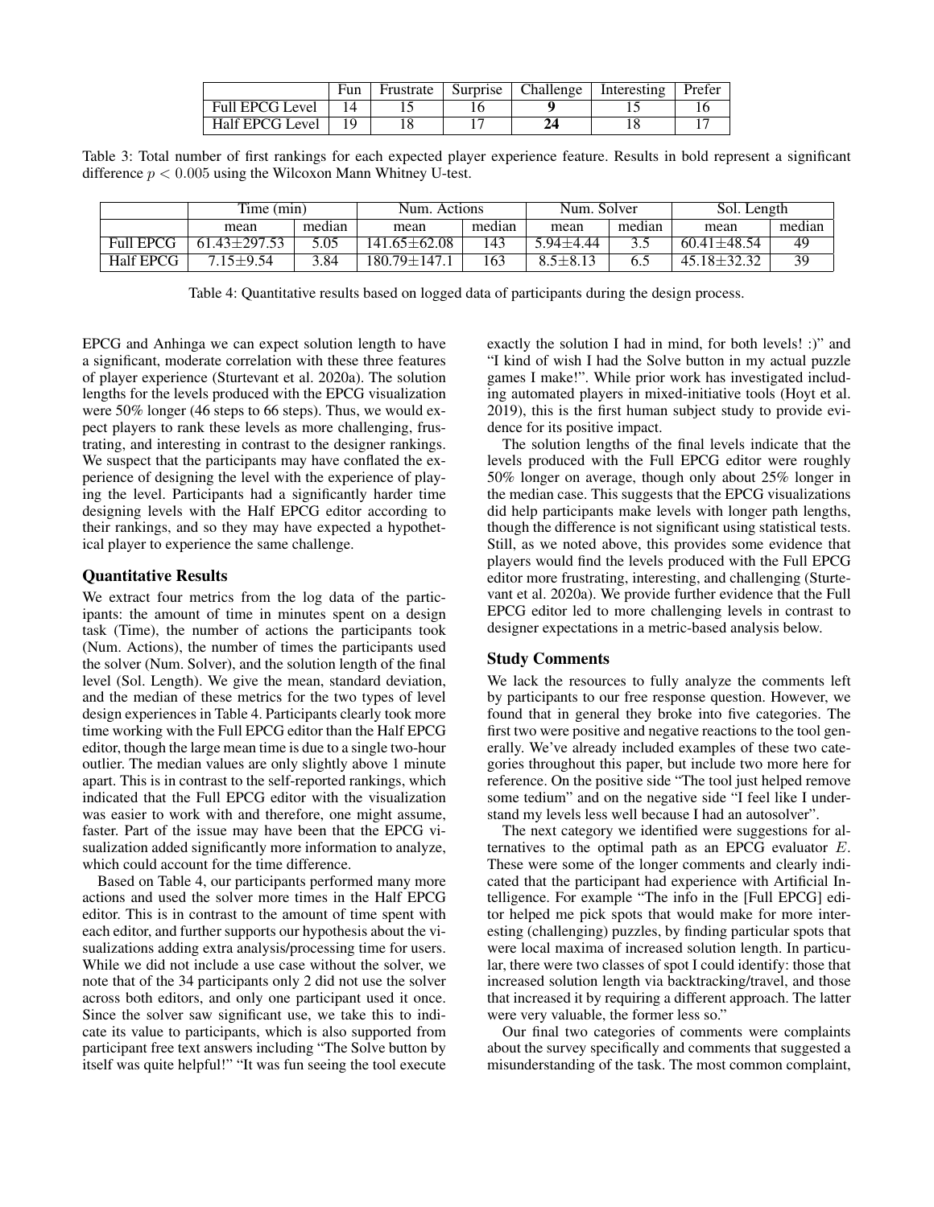|  | Fun | Frustrate | Surprise | Challenge | Interesting | Prefer |
| --- | --- | --- | --- | --- | --- | --- |
| Full EPCG Level | 14 | 15 | 16 | **9** | 15 | 16 |
| Half EPCG Level | 19 | 18 | 17 | **24** | 18 | 17 |

Table 3: Total number of first rankings for each expected player experience feature. Results in bold represent a significant difference $p < 0.005$ using the Wilcoxon Mann Whitney U-test.

|  | Time (min) |  | Num. Actions |  | Num. Solver |  | Sol. Length |  |
| --- | --- | --- | --- | --- | --- | --- | --- | --- |
|  | mean | median | mean | median | mean | median | mean | median |
| Full EPCG | 61.43±297.53 | 5.05 | 141.65±62.08 | 143 | 5.94±4.44 | 3.5 | 60.41±48.54 | 49 |
| Half EPCG | 7.15±9.54 | 3.84 | 180.79±147.1 | 163 | 8.5±8.13 | 6.5 | 45.18±32.32 | 39 |

Table 4: Quantitative results based on logged data of participants during the design process.

EPCG and Anhinga we can expect solution length to have a significant, moderate correlation with these three features of player experience (Sturtevant et al. 2020a). The solution lengths for the levels produced with the EPCG visualization were 50% longer (46 steps to 66 steps). Thus, we would expect players to rank these levels as more challenging, frustrating, and interesting in contrast to the designer rankings. We suspect that the participants may have conflated the experience of designing the level with the experience of playing the level. Participants had a significantly harder time designing levels with the Half EPCG editor according to their rankings, and so they may have expected a hypothetical player to experience the same challenge.

## Quantitative Results

We extract four metrics from the log data of the participants: the amount of time in minutes spent on a design task (Time), the number of actions the participants took (Num. Actions), the number of times the participants used the solver (Num. Solver), and the solution length of the final level (Sol. Length). We give the mean, standard deviation, and the median of these metrics for the two types of level design experiences in Table 4. Participants clearly took more time working with the Full EPCG editor than the Half EPCG editor, though the large mean time is due to a single two-hour outlier. The median values are only slightly above 1 minute apart. This is in contrast to the self-reported rankings, which indicated that the Full EPCG editor with the visualization was easier to work with and therefore, one might assume, faster. Part of the issue may have been that the EPCG visualization added significantly more information to analyze, which could account for the time difference.

Based on Table 4, our participants performed many more actions and used the solver more times in the Half EPCG editor. This is in contrast to the amount of time spent with each editor, and further supports our hypothesis about the visualizations adding extra analysis/processing time for users. While we did not include a use case without the solver, we note that of the 34 participants only 2 did not use the solver across both editors, and only one participant used it once. Since the solver saw significant use, we take this to indicate its value to participants, which is also supported from participant free text answers including "The Solve button by itself was quite helpful!" "It was fun seeing the tool execute exactly the solution I had in mind, for both levels! :)" and "I kind of wish I had the Solve button in my actual puzzle games I make!". While prior work has investigated including automated players in mixed-initiative tools (Hoyt et al. 2019), this is the first human subject study to provide evidence for its positive impact.

The solution lengths of the final levels indicate that the levels produced with the Full EPCG editor were roughly 50% longer on average, though only about 25% longer in the median case. This suggests that the EPCG visualizations did help participants make levels with longer path lengths, though the difference is not significant using statistical tests. Still, as we noted above, this provides some evidence that players would find the levels produced with the Full EPCG editor more frustrating, interesting, and challenging (Sturtevant et al. 2020a). We provide further evidence that the Full EPCG editor led to more challenging levels in contrast to designer expectations in a metric-based analysis below.

## Study Comments

We lack the resources to fully analyze the comments left by participants to our free response question. However, we found that in general they broke into five categories. The first two were positive and negative reactions to the tool generally. We've already included examples of these two categories throughout this paper, but include two more here for reference. On the positive side "The tool just helped remove some tedium" and on the negative side "I feel like I understand my levels less well because I had an autosolver".

The next category we identified were suggestions for alternatives to the optimal path as an EPCG evaluator $E$. These were some of the longer comments and clearly indicated that the participant had experience with Artificial Intelligence. For example "The info in the [Full EPCG] editor helped me pick spots that would make for more interesting (challenging) puzzles, by finding particular spots that were local maxima of increased solution length. In particular, there were two classes of spot I could identify: those that increased solution length via backtracking/travel, and those that increased it by requiring a different approach. The latter were very valuable, the former less so."

Our final two categories of comments were complaints about the survey specifically and comments that suggested a misunderstanding of the task. The most common complaint,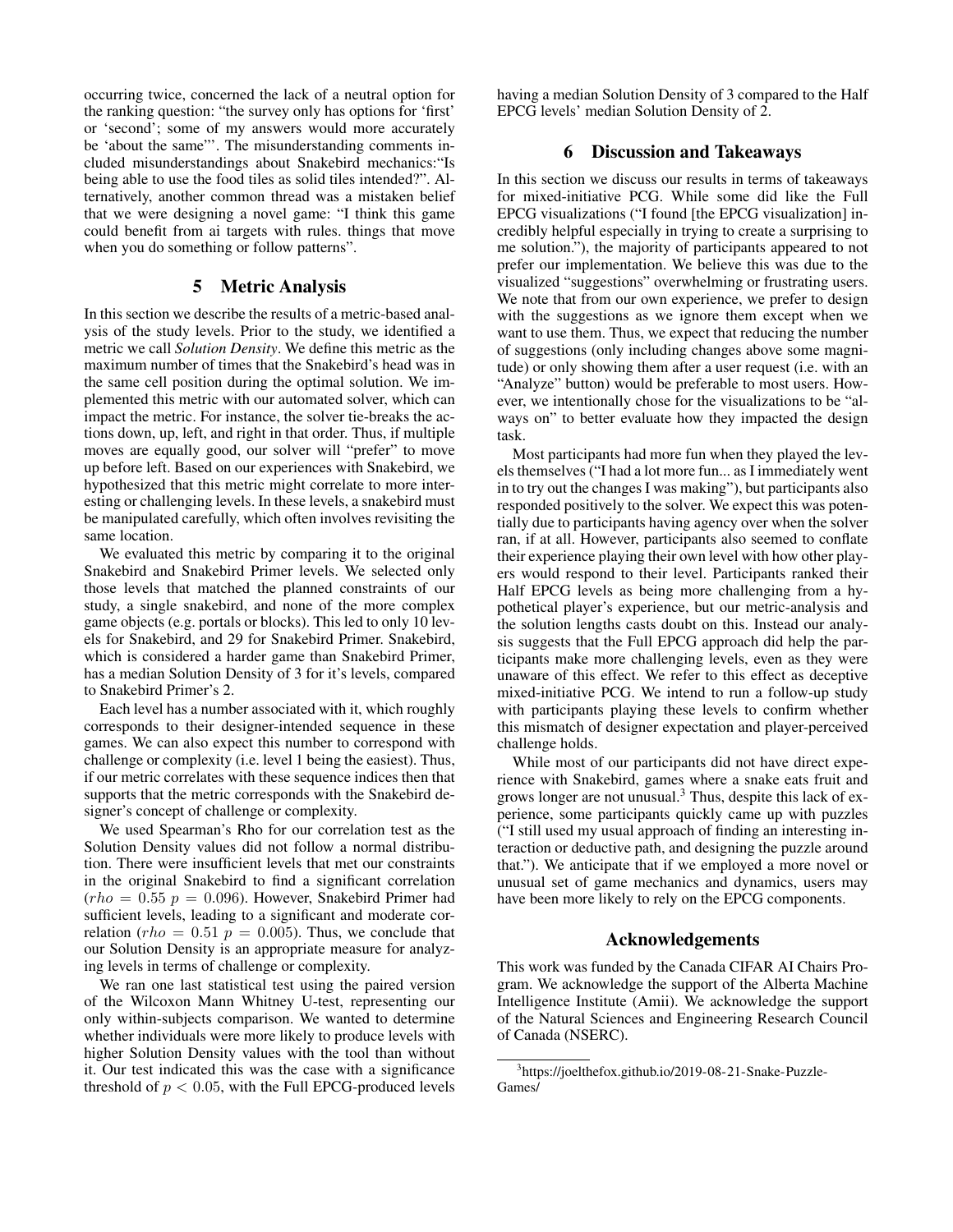occurring twice, concerned the lack of a neutral option for the ranking question: "the survey only has options for 'first' or 'second'; some of my answers would more accurately be 'about the same"'. The misunderstanding comments included misunderstandings about Snakebird mechanics:"Is being able to use the food tiles as solid tiles intended?". Alternatively, another common thread was a mistaken belief that we were designing a novel game: "I think this game could benefit from ai targets with rules. things that move when you do something or follow patterns".

## 5 Metric Analysis

In this section we describe the results of a metric-based analysis of the study levels. Prior to the study, we identified a metric we call *Solution Density*. We define this metric as the maximum number of times that the Snakebird's head was in the same cell position during the optimal solution. We implemented this metric with our automated solver, which can impact the metric. For instance, the solver tie-breaks the actions down, up, left, and right in that order. Thus, if multiple moves are equally good, our solver will "prefer" to move up before left. Based on our experiences with Snakebird, we hypothesized that this metric might correlate to more interesting or challenging levels. In these levels, a snakebird must be manipulated carefully, which often involves revisiting the same location.

We evaluated this metric by comparing it to the original Snakebird and Snakebird Primer levels. We selected only those levels that matched the planned constraints of our study, a single snakebird, and none of the more complex game objects (e.g. portals or blocks). This led to only 10 levels for Snakebird, and 29 for Snakebird Primer. Snakebird, which is considered a harder game than Snakebird Primer, has a median Solution Density of 3 for it's levels, compared to Snakebird Primer's 2.

Each level has a number associated with it, which roughly corresponds to their designer-intended sequence in these games. We can also expect this number to correspond with challenge or complexity (i.e. level 1 being the easiest). Thus, if our metric correlates with these sequence indices then that supports that the metric corresponds with the Snakebird designer's concept of challenge or complexity.

We used Spearman's Rho for our correlation test as the Solution Density values did not follow a normal distribution. There were insufficient levels that met our constraints in the original Snakebird to find a significant correlation ($rho = 0.55$ $p = 0.096$). However, Snakebird Primer had sufficient levels, leading to a significant and moderate correlation ($rho = 0.51$ $p = 0.005$). Thus, we conclude that our Solution Density is an appropriate measure for analyzing levels in terms of challenge or complexity.

We ran one last statistical test using the paired version of the Wilcoxon Mann Whitney U-test, representing our only within-subjects comparison. We wanted to determine whether individuals were more likely to produce levels with higher Solution Density values with the tool than without it. Our test indicated this was the case with a significance threshold of $p < 0.05$, with the Full EPCG-produced levels having a median Solution Density of 3 compared to the Half EPCG levels' median Solution Density of 2.

## 6 Discussion and Takeaways

In this section we discuss our results in terms of takeaways for mixed-initiative PCG. While some did like the Full EPCG visualizations ("I found [the EPCG visualization] incredibly helpful especially in trying to create a surprising to me solution."), the majority of participants appeared to not prefer our implementation. We believe this was due to the visualized "suggestions" overwhelming or frustrating users. We note that from our own experience, we prefer to design with the suggestions as we ignore them except when we want to use them. Thus, we expect that reducing the number of suggestions (only including changes above some magnitude) or only showing them after a user request (i.e. with an "Analyze" button) would be preferable to most users. However, we intentionally chose for the visualizations to be "always on" to better evaluate how they impacted the design task.

Most participants had more fun when they played the levels themselves ("I had a lot more fun... as I immediately went in to try out the changes I was making"), but participants also responded positively to the solver. We expect this was potentially due to participants having agency over when the solver ran, if at all. However, participants also seemed to conflate their experience playing their own level with how other players would respond to their level. Participants ranked their Half EPCG levels as being more challenging from a hypothetical player's experience, but our metric-analysis and the solution lengths casts doubt on this. Instead our analysis suggests that the Full EPCG approach did help the participants make more challenging levels, even as they were unaware of this effect. We refer to this effect as deceptive mixed-initiative PCG. We intend to run a follow-up study with participants playing these levels to confirm whether this mismatch of designer expectation and player-perceived challenge holds.

While most of our participants did not have direct experience with Snakebird, games where a snake eats fruit and grows longer are not unusual.[3] Thus, despite this lack of experience, some participants quickly came up with puzzles ("I still used my usual approach of finding an interesting interaction or deductive path, and designing the puzzle around that."). We anticipate that if we employed a more novel or unusual set of game mechanics and dynamics, users may have been more likely to rely on the EPCG components.

## Acknowledgements

This work was funded by the Canada CIFAR AI Chairs Program. We acknowledge the support of the Alberta Machine Intelligence Institute (Amii). We acknowledge the support of the Natural Sciences and Engineering Research Council of Canada (NSERC).

[3] https://joelthefox.github.io/2019-08-21-Snake-Puzzle-Games/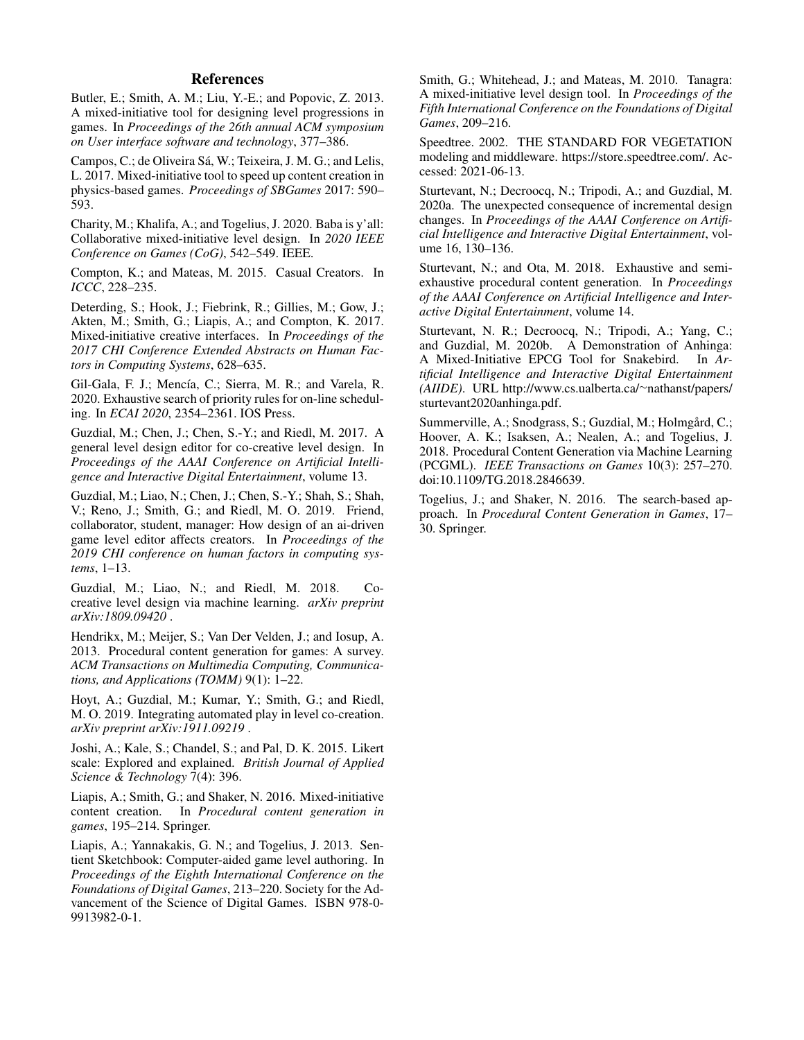## References

Butler, E.; Smith, A. M.; Liu, Y.-E.; and Popovic, Z. 2013. A mixed-initiative tool for designing level progressions in games. In *Proceedings of the 26th annual ACM symposium on User interface software and technology*, 377–386.

Campos, C.; de Oliveira Sá, W.; Teixeira, J. M. G.; and Lelis, L. 2017. Mixed-initiative tool to speed up content creation in physics-based games. *Proceedings of SBGames* 2017: 590–593.

Charity, M.; Khalifa, A.; and Togelius, J. 2020. Baba is y'all: Collaborative mixed-initiative level design. In *2020 IEEE Conference on Games (CoG)*, 542–549. IEEE.

Compton, K.; and Mateas, M. 2015. Casual Creators. In *ICCC*, 228–235.

Deterding, S.; Hook, J.; Fiebrink, R.; Gillies, M.; Gow, J.; Akten, M.; Smith, G.; Liapis, A.; and Compton, K. 2017. Mixed-initiative creative interfaces. In *Proceedings of the 2017 CHI Conference Extended Abstracts on Human Factors in Computing Systems*, 628–635.

Gil-Gala, F. J.; Mencía, C.; Sierra, M. R.; and Varela, R. 2020. Exhaustive search of priority rules for on-line scheduling. In *ECAI 2020*, 2354–2361. IOS Press.

Guzdial, M.; Chen, J.; Chen, S.-Y.; and Riedl, M. 2017. A general level design editor for co-creative level design. In *Proceedings of the AAAI Conference on Artificial Intelligence and Interactive Digital Entertainment*, volume 13.

Guzdial, M.; Liao, N.; Chen, J.; Chen, S.-Y.; Shah, S.; Shah, V.; Reno, J.; Smith, G.; and Riedl, M. O. 2019. Friend, collaborator, student, manager: How design of an ai-driven game level editor affects creators. In *Proceedings of the 2019 CHI conference on human factors in computing systems*, 1–13.

Guzdial, M.; Liao, N.; and Riedl, M. 2018. Co-creative level design via machine learning. *arXiv preprint arXiv:1809.09420* .

Hendrikx, M.; Meijer, S.; Van Der Velden, J.; and Iosup, A. 2013. Procedural content generation for games: A survey. *ACM Transactions on Multimedia Computing, Communications, and Applications (TOMM)* 9(1): 1–22.

Hoyt, A.; Guzdial, M.; Kumar, Y.; Smith, G.; and Riedl, M. O. 2019. Integrating automated play in level co-creation. *arXiv preprint arXiv:1911.09219* .

Joshi, A.; Kale, S.; Chandel, S.; and Pal, D. K. 2015. Likert scale: Explored and explained. *British Journal of Applied Science & Technology* 7(4): 396.

Liapis, A.; Smith, G.; and Shaker, N. 2016. Mixed-initiative content creation. In *Procedural content generation in games*, 195–214. Springer.

Liapis, A.; Yannakakis, G. N.; and Togelius, J. 2013. Sentient Sketchbook: Computer-aided game level authoring. In *Proceedings of the Eighth International Conference on the Foundations of Digital Games*, 213–220. Society for the Advancement of the Science of Digital Games. ISBN 978-0-9913982-0-1.

Smith, G.; Whitehead, J.; and Mateas, M. 2010. Tanagra: A mixed-initiative level design tool. In *Proceedings of the Fifth International Conference on the Foundations of Digital Games*, 209–216.

Speedtree. 2002. THE STANDARD FOR VEGETATION modeling and middleware. https://store.speedtree.com/. Accessed: 2021-06-13.

Sturtevant, N.; Decroocq, N.; Tripodi, A.; and Guzdial, M. 2020a. The unexpected consequence of incremental design changes. In *Proceedings of the AAAI Conference on Artificial Intelligence and Interactive Digital Entertainment*, volume 16, 130–136.

Sturtevant, N.; and Ota, M. 2018. Exhaustive and semi-exhaustive procedural content generation. In *Proceedings of the AAAI Conference on Artificial Intelligence and Interactive Digital Entertainment*, volume 14.

Sturtevant, N. R.; Decroocq, N.; Tripodi, A.; Yang, C.; and Guzdial, M. 2020b. A Demonstration of Anhinga: A Mixed-Initiative EPCG Tool for Snakebird. In *Artificial Intelligence and Interactive Digital Entertainment (AIIDE)*. URL http://www.cs.ualberta.ca/~nathanst/papers/sturtevant2020anhinga.pdf.

Summerville, A.; Snodgrass, S.; Guzdial, M.; Holmgård, C.; Hoover, A. K.; Isaksen, A.; Nealen, A.; and Togelius, J. 2018. Procedural Content Generation via Machine Learning (PCGML). *IEEE Transactions on Games* 10(3): 257–270. doi:10.1109/TG.2018.2846639.

Togelius, J.; and Shaker, N. 2016. The search-based approach. In *Procedural Content Generation in Games*, 17–30. Springer.